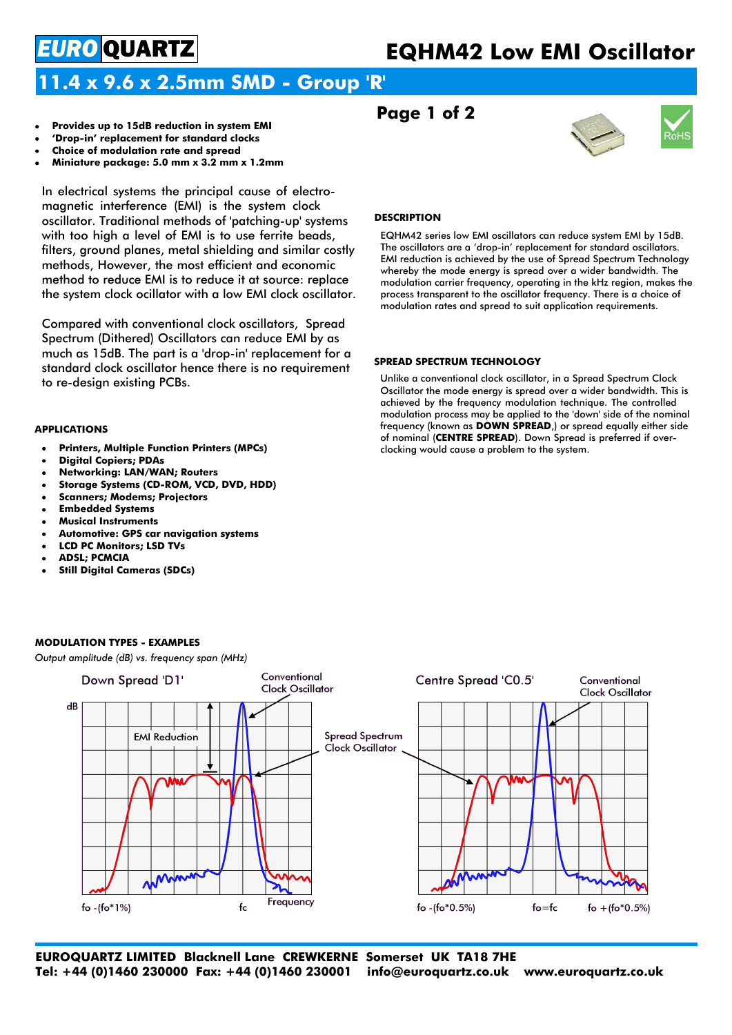# EQHM42 Low EMI Oscillator

## 11.4 x 9.6 x 2.5mm SMD - Group 'R'

- **Provides up to 15dB reduction in system EMI**
- **'Drop-in' replacement for standard clocks**
- **Choice of modulation rate and spread**
- **Miniature package: 5.0 mm x 3.2 mm x 1.2mm**

In electrical systems the principal cause of electro-magnetic interference (EMI) is the system clock oscillator. Traditional methods of 'patching-up' systems with too high a level of EMI is to use ferrite beads, filters, ground planes, metal shielding and similar costly methods, However, the most efficient and economic method to reduce EMI is to reduce it at source: replace the system clock ocillator with a low EMI clock oscillator.

Compared with conventional clock oscillators, Spread Spectrum (Dithered) Oscillators can reduce EMI by as much as 15dB. The part is a 'drop-in' replacement for a standard clock oscillator hence there is no requirement to re-design existing PCBs.

### DESCRIPTION

EQHM42 series low EMI oscillators can reduce system EMI by 15dB. The oscillators are a 'drop-in' replacement for standard oscillators. EMI reduction is achieved by the use of Spread Spectrum Technology whereby the mode energy is spread over a wider bandwidth. The modulation carrier frequency, operating in the kHz region, makes the process transparent to the oscillator frequency. There is a choice of modulation rates and spread to suit application requirements.

### SPREAD SPECTRUM TECHNOLOGY

Unlike a conventional clock oscillator, in a Spread Spectrum Clock Oscillator the mode energy is spread over a wider bandwidth. This is achieved by the frequency modulation technique. The controlled modulation process may be applied to the 'down' side of the nominal frequency (known as **DOWN SPREAD**,) or spread equally either side of nominal (**CENTRE SPREAD**). Down Spread is preferred if over-clocking would cause a problem to the system.

### APPLICATIONS

- **Printers, Multiple Function Printers (MPCs)**
- **Digital Copiers; PDAs**
- **Networking: LAN/WAN; Routers**
- **Storage Systems (CD-ROM, VCD, DVD, HDD)**
- **Scanners; Modems; Projectors**
- **Embedded Systems**
- **Musical Instruments**
- **Automotive: GPS car navigation systems**
- **LCD PC Monitors; LSD TVs**
- **ADSL; PCMCIA**
- **Still Digital Cameras (SDCs)**

### MODULATION TYPES - EXAMPLES

*Output amplitude (dB) vs. frequency span (MHz)*

Down Spread 'D1' — Conventional Clock Oscillator; EMI Reduction; Spread Spectrum Clock Oscillator; dB; fo -(fo*1%); fc; Frequency

Centre Spread 'C0.5' — Conventional Clock Oscillator; fo -(fo*0.5%); fo=fc; fo +(fo*0.5%)

**EUROQUARTZ LIMITED Blacknell Lane CREWKERNE Somerset UK TA18 7HE**
**Tel: +44 (0)1460 230000 Fax: +44 (0)1460 230001 info@euroquartz.co.uk www.euroquartz.co.uk**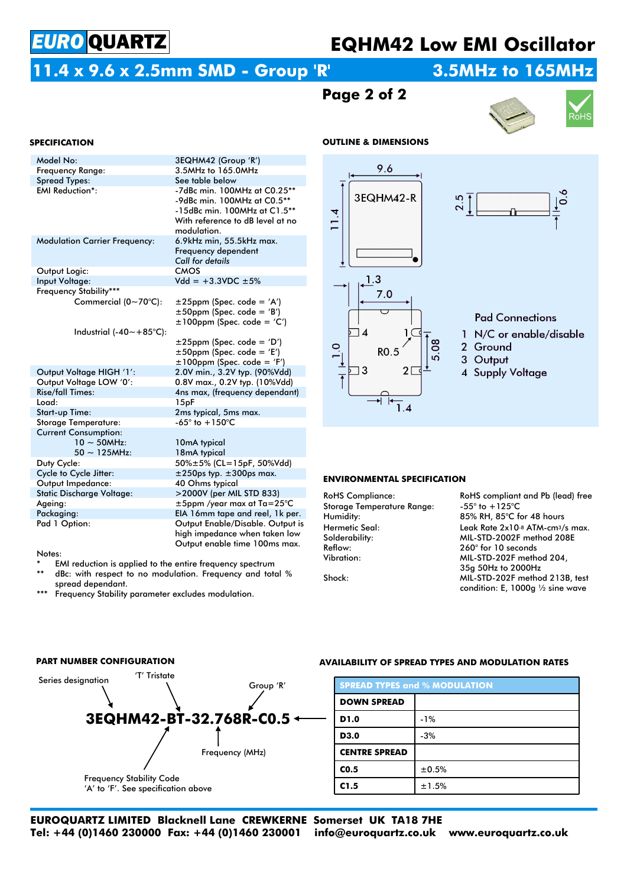# EQHM42 Low EMI Oscillator

## 11.4 x 9.6 x 2.5mm SMD - Group 'R' 3.5MHz to 165MHz

### SPECIFICATION

| | |
|---|---|
| Model No: | 3EQHM42 (Group 'R') |
| Frequency Range: | 3.5MHz to 165.0MHz |
| Spread Types: | See table below |
| EMI Reduction*: | -7dBc min. 100MHz at C0.25** <br> -9dBc min. 100MHz at C0.5** <br> -15dBc min. 100MHz at C1.5** <br> With reference to dB level at no modulation. |
| Modulation Carrier Frequency: | 6.9kHz min, 55.5kHz max. <br> Frequency dependent <br> *Call for details* |
| Output Logic: | CMOS |
| Input Voltage: | Vdd = +3.3VDC ±5% |
| Frequency Stability*** | |
| Commercial (0~70°C): | ±25ppm (Spec. code = 'A') <br> ±50ppm (Spec. code = 'B') <br> ±100ppm (Spec. code = 'C') |
| Industrial (-40~+85°C): | ±25ppm (Spec. code = 'D') <br> ±50ppm (Spec. code = 'E') <br> ±100ppm (Spec. code = 'F') |
| Output Voltage HIGH '1': | 2.0V min., 3.2V typ. (90%Vdd) |
| Output Voltage LOW '0': | 0.8V max., 0.2V typ. (10%Vdd) |
| Rise/fall Times: | 4ns max, (frequency dependant) |
| Load: | 15pF |
| Start-up Time: | 2ms typical, 5ms max. |
| Storage Temperature: | -65° to +150°C |
| Current Consumption: | |
| 10 ~ 50MHz: | 10mA typical |
| 50 ~ 125MHz: | 18mA typical |
| Duty Cycle: | 50%±5% (CL=15pF, 50%Vdd) |
| Cycle to Cycle Jitter: | ±250ps typ. ±300ps max. |
| Output Impedance: | 40 Ohms typical |
| Static Discharge Voltage: | >2000V (per MIL STD 833) |
| Ageing: | ±5ppm /year max at Ta=25°C |
| Packaging: | EIA 16mm tape and reel, 1k per. |
| Pad 1 Option: | Output Enable/Disable. Output is high impedance when taken low <br> Output enable time 100ms max. |

Notes:

- \* EMI reduction is applied to the entire frequency spectrum
- \*\* dBc: with respect to no modulation. Frequency and total % spread dependant.
- \*\*\* Frequency Stability parameter excludes modulation.

### OUTLINE & DIMENSIONS

9.6
11.4
3EQHM42-R
2.5
0.6
1.3
7.0
1.0
R0.5
5.08
1.4
4 1
3 2

Pad Connections

1 N/C or enable/disable
2 Ground
3 Output
4 Supply Voltage

### ENVIRONMENTAL SPECIFICATION

| | |
|---|---|
| RoHS Compliance: | RoHS compliant and Pb (lead) free |
| Storage Temperature Range: | -55° to +125°C |
| Humidity: | 85% RH, 85°C for 48 hours |
| Hermetic Seal: | Leak Rate 2x10-8 ATM-cm3/s max. |
| Solderability: | MIL-STD-2002F method 208E |
| Reflow: | 260° for 10 seconds |
| Vibration: | MIL-STD-202F method 204, 35g 50Hz to 2000Hz |
| Shock: | MIL-STD-202F method 213B, test condition: E, 1000g ½ sine wave |

### PART NUMBER CONFIGURATION

**3EQHM42-BT-32.768R-C0.5**

- Series designation
- 'T' Tristate
- Group 'R'
- Frequency (MHz)
- Frequency Stability Code 'A' to 'F'. See specification above

### AVAILABILITY OF SPREAD TYPES AND MODULATION RATES

| SPREAD TYPES and % MODULATION | |
|---|---|
| **DOWN SPREAD** | |
| **D1.0** | -1% |
| **D3.0** | -3% |
| **CENTRE SPREAD** | |
| **C0.5** | ±0.5% |
| **C1.5** | ±1.5% |

**EUROQUARTZ LIMITED Blacknell Lane CREWKERNE Somerset UK TA18 7HE**
**Tel: +44 (0)1460 230000 Fax: +44 (0)1460 230001 info@euroquartz.co.uk www.euroquartz.co.uk**